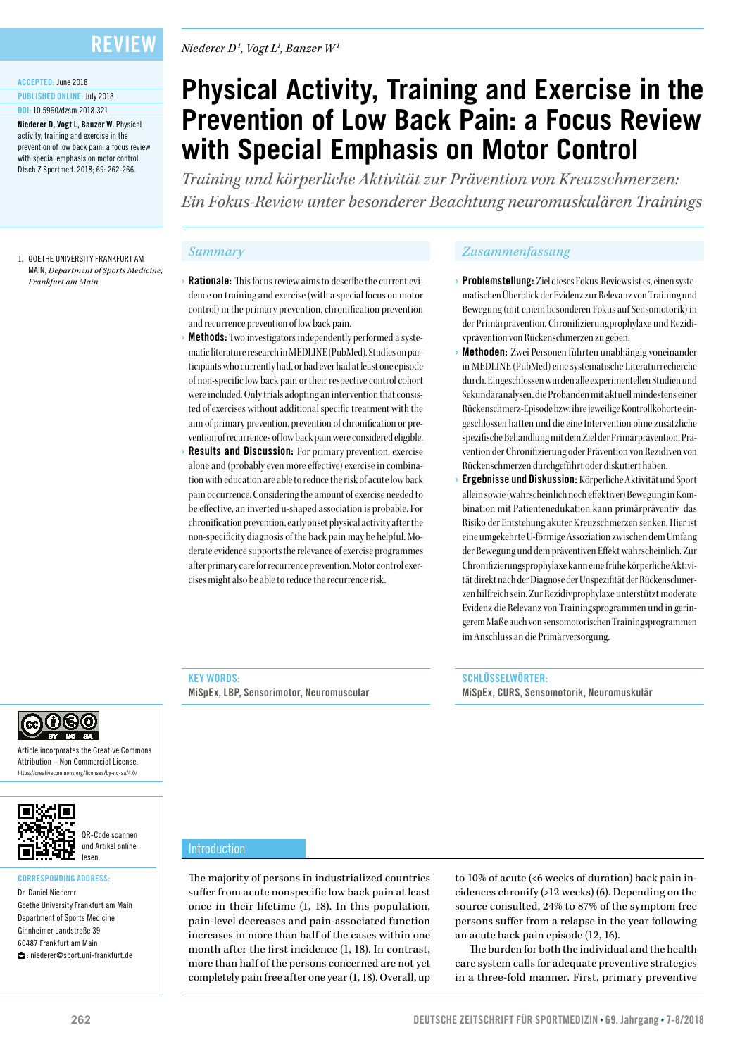REVIEW

ACCEPTED: June 2018

PUBLISHED ONLINE: July 2018

DOI: 10.5960/dzsm.2018.321

**Niederer D, Vogt L, Banzer W.** Physical activity, training and exercise in the prevention of low back pain: a focus review with special emphasis on motor control. Dtsch Z Sportmed. 2018; 69: 262-266.

1. GOETHE UNIVERSITY FRANKFURT AM MAIN, *Department of Sports Medicine, Frankfurt am Main*

*Niederer D[1], Vogt L[1], Banzer W[1]*

# Physical Activity, Training and Exercise in the Prevention of Low Back Pain: a Focus Review with Special Emphasis on Motor Control

*Training und körperliche Aktivität zur Prävention von Kreuzschmerzen: Ein Fokus-Review unter besonderer Beachtung neuromuskulären Trainings*

## Summary

- **Rationale:** This focus review aims to describe the current evidence on training and exercise (with a special focus on motor control) in the primary prevention, chronification prevention and recurrence prevention of low back pain.
- **Methods:** Two investigators independently performed a systematic literature research in MEDLINE (PubMed). Studies on participants who currently had, or had ever had at least one episode of non-specific low back pain or their respective control cohort were included. Only trials adopting an intervention that consisted of exercises without additional specific treatment with the aim of primary prevention, prevention of chronification or prevention of recurrences of low back pain were considered eligible.
- **Results and Discussion:** For primary prevention, exercise alone and (probably even more effective) exercise in combination with education are able to reduce the risk of acute low back pain occurrence. Considering the amount of exercise needed to be effective, an inverted u-shaped association is probable. For chronification prevention, early onset physical activity after the non-specificity diagnosis of the back pain may be helpful. Moderate evidence supports the relevance of exercise programmes after primary care for recurrence prevention. Motor control exercises might also be able to reduce the recurrence risk.

**KEY WORDS:**
MiSpEx, LBP, Sensorimotor, Neuromuscular

## Zusammenfassung

- **Problemstellung:** Ziel dieses Fokus-Reviews ist es, einen systematischen Überblick der Evidenz zur Relevanz von Training und Bewegung (mit einem besonderen Fokus auf Sensomotorik) in der Primärprävention, Chronifizierungsprophylaxe und Rezidivprävention von Rückenschmerzen zu geben.
- **Methoden:** Zwei Personen führten unabhängig voneinander in MEDLINE (PubMed) eine systematische Literaturrecherche durch. Eingeschlossen wurden alle experimentellen Studien und Sekundäranalysen, die Probanden mit aktuell mindestens einer Rückenschmerz-Episode bzw. ihre jeweilige Kontrollkohorte eingeschlossen hatten und die eine Intervention ohne zusätzliche spezifische Behandlung mit dem Ziel der Primärprävention, Prävention der Chronifizierung oder Prävention von Rezidiven von Rückenschmerzen durchgeführt oder diskutiert haben.
- **Ergebnisse und Diskussion:** Körperliche Aktivität und Sport allein sowie (wahrscheinlich noch effektiver) Bewegung in Kombination mit Patientenedukation kann primärpräventiv das Risiko der Entstehung akuter Kreuzschmerzen senken. Hier ist eine umgekehrte U-förmige Assoziation zwischen dem Umfang der Bewegung und dem präventiven Effekt wahrscheinlich. Zur Chronifizierungsprophylaxe kann eine frühe körperliche Aktivität direkt nach der Diagnose der Unspezifität der Rückenschmerzen hilfreich sein. Zur Rezidivprophylaxe unterstützt moderate Evidenz die Relevanz von Trainingsprogrammen und in geringerem Maße auch von sensomotorischen Trainingsprogrammen im Anschluss an die Primärversorgung.

**SCHLÜSSELWÖRTER:**
MiSpEx, CURS, Sensomotorik, Neuromuskulär

Article incorporates the Creative Commons Attribution – Non Commercial License.
https://creativecommons.org/licenses/by-nc-sa/4.0/

QR-Code scannen und Artikel online lesen.

**CORRESPONDING ADDRESS:**
Dr. Daniel Niederer
Goethe University Frankfurt am Main
Department of Sports Medicine
Ginnheimer Landstraße 39
60487 Frankfurt am Main
: niederer@sport.uni-frankfurt.de

## Introduction

The majority of persons in industrialized countries suffer from acute nonspecific low back pain at least once in their lifetime (1, 18). In this population, pain-level decreases and pain-associated function increases in more than half of the cases within one month after the first incidence (1, 18). In contrast, more than half of the persons concerned are not yet completely pain free after one year (1, 18). Overall, up to 10% of acute (<6 weeks of duration) back pain incidences chronify (>12 weeks) (6). Depending on the source consulted, 24% to 87% of the symptom free persons suffer from a relapse in the year following an acute back pain episode (12, 16).

The burden for both the individual and the health care system calls for adequate preventive strategies in a three-fold manner. First, primary preventive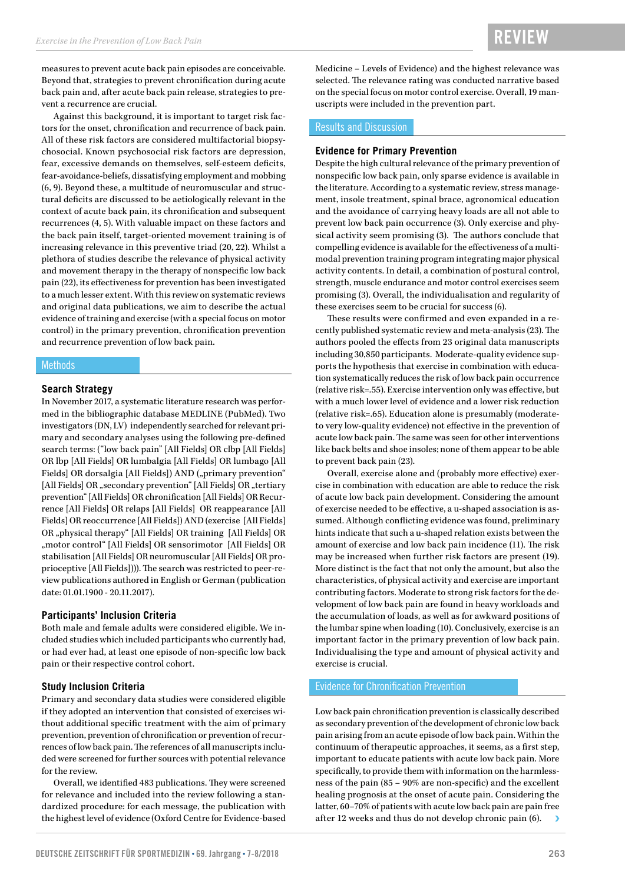measures to prevent acute back pain episodes are conceivable. Beyond that, strategies to prevent chronification during acute back pain and, after acute back pain release, strategies to prevent a recurrence are crucial.

Against this background, it is important to target risk factors for the onset, chronification and recurrence of back pain. All of these risk factors are considered multifactorial biopsychosocial. Known psychosocial risk factors are depression, fear, excessive demands on themselves, self-esteem deficits, fear-avoidance-beliefs, dissatisfying employment and mobbing (6, 9). Beyond these, a multitude of neuromuscular and structural deficits are discussed to be aetiologically relevant in the context of acute back pain, its chronification and subsequent recurrences (4, 5). With valuable impact on these factors and the back pain itself, target-oriented movement training is of increasing relevance in this preventive triad (20, 22). Whilst a plethora of studies describe the relevance of physical activity and movement therapy in the therapy of nonspecific low back pain (22), its effectiveness for prevention has been investigated to a much lesser extent. With this review on systematic reviews and original data publications, we aim to describe the actual evidence of training and exercise (with a special focus on motor control) in the primary prevention, chronification prevention and recurrence prevention of low back pain.

## Methods

### Search Strategy

In November 2017, a systematic literature research was performed in the bibliographic database MEDLINE (PubMed). Two investigators (DN, LV) independently searched for relevant primary and secondary analyses using the following pre-defined search terms: ("low back pain" [All Fields] OR clbp [All Fields] OR lbp [All Fields] OR lumbalgia [All Fields] OR lumbago [All Fields] OR dorsalgia [All Fields]) AND („primary prevention" [All Fields] OR „secondary prevention" [All Fields] OR „tertiary prevention" [All Fields] OR chronification [All Fields] OR Recurrence [All Fields] OR relaps [All Fields] OR reappearance [All Fields] OR reoccurrence [All Fields]) AND (exercise [All Fields] OR „physical therapy" [All Fields] OR training [All Fields] OR „motor control" [All Fields] OR sensorimotor [All Fields] OR stabilisation [All Fields] OR neuromuscular [All Fields] OR proprioceptive [All Fields]))). The search was restricted to peer-review publications authored in English or German (publication date: 01.01.1900 - 20.11.2017).

### Participants' Inclusion Criteria

Both male and female adults were considered eligible. We included studies which included participants who currently had, or had ever had, at least one episode of non-specific low back pain or their respective control cohort.

### Study Inclusion Criteria

Primary and secondary data studies were considered eligible if they adopted an intervention that consisted of exercises without additional specific treatment with the aim of primary prevention, prevention of chronification or prevention of recurrences of low back pain. The references of all manuscripts included were screened for further sources with potential relevance for the review.

Overall, we identified 483 publications. They were screened for relevance and included into the review following a standardized procedure: for each message, the publication with the highest level of evidence (Oxford Centre for Evidence-based Medicine – Levels of Evidence) and the highest relevance was selected. The relevance rating was conducted narrative based on the special focus on motor control exercise. Overall, 19 manuscripts were included in the prevention part.

## Results and Discussion

### Evidence for Primary Prevention

Despite the high cultural relevance of the primary prevention of nonspecific low back pain, only sparse evidence is available in the literature. According to a systematic review, stress management, insole treatment, spinal brace, agronomical education and the avoidance of carrying heavy loads are all not able to prevent low back pain occurrence (3). Only exercise and physical activity seem promising (3). The authors conclude that compelling evidence is available for the effectiveness of a multimodal prevention training program integrating major physical activity contents. In detail, a combination of postural control, strength, muscle endurance and motor control exercises seem promising (3). Overall, the individualisation and regularity of these exercises seem to be crucial for success (6).

These results were confirmed and even expanded in a recently published systematic review and meta-analysis (23). The authors pooled the effects from 23 original data manuscripts including 30,850 participants. Moderate-quality evidence supports the hypothesis that exercise in combination with education systematically reduces the risk of low back pain occurrence (relative risk=.55). Exercise intervention only was effective, but with a much lower level of evidence and a lower risk reduction (relative risk=.65). Education alone is presumably (moderate- to very low-quality evidence) not effective in the prevention of acute low back pain. The same was seen for other interventions like back belts and shoe insoles; none of them appear to be able to prevent back pain (23).

Overall, exercise alone and (probably more effective) exercise in combination with education are able to reduce the risk of acute low back pain development. Considering the amount of exercise needed to be effective, a u-shaped association is assumed. Although conflicting evidence was found, preliminary hints indicate that such a u-shaped relation exists between the amount of exercise and low back pain incidence (11). The risk may be increased when further risk factors are present (19). More distinct is the fact that not only the amount, but also the characteristics, of physical activity and exercise are important contributing factors. Moderate to strong risk factors for the development of low back pain are found in heavy workloads and the accumulation of loads, as well as for awkward positions of the lumbar spine when loading (10). Conclusively, exercise is an important factor in the primary prevention of low back pain. Individualising the type and amount of physical activity and exercise is crucial.

## Evidence for Chronification Prevention

Low back pain chronification prevention is classically described as secondary prevention of the development of chronic low back pain arising from an acute episode of low back pain. Within the continuum of therapeutic approaches, it seems, as a first step, important to educate patients with acute low back pain. More specifically, to provide them with information on the harmlessness of the pain (85 – 90% are non-specific) and the excellent healing prognosis at the onset of acute pain. Considering the latter, 60–70% of patients with acute low back pain are pain free after 12 weeks and thus do not develop chronic pain (6).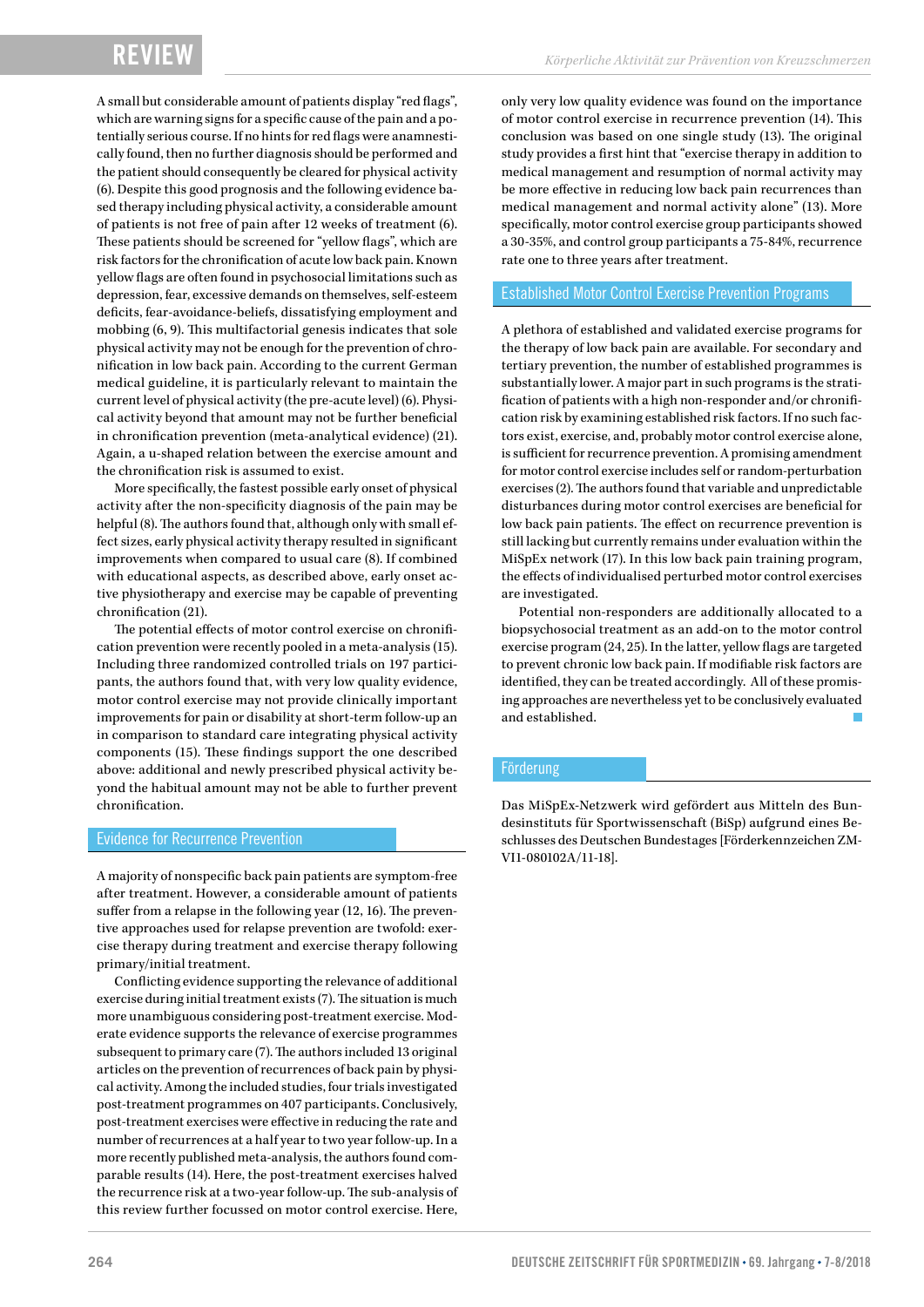A small but considerable amount of patients display "red flags", which are warning signs for a specific cause of the pain and a potentially serious course. If no hints for red flags were anamnestically found, then no further diagnosis should be performed and the patient should consequently be cleared for physical activity (6). Despite this good prognosis and the following evidence based therapy including physical activity, a considerable amount of patients is not free of pain after 12 weeks of treatment (6). These patients should be screened for "yellow flags", which are risk factors for the chronification of acute low back pain. Known yellow flags are often found in psychosocial limitations such as depression, fear, excessive demands on themselves, self-esteem deficits, fear-avoidance-beliefs, dissatisfying employment and mobbing (6, 9). This multifactorial genesis indicates that sole physical activity may not be enough for the prevention of chronification in low back pain. According to the current German medical guideline, it is particularly relevant to maintain the current level of physical activity (the pre-acute level) (6). Physical activity beyond that amount may not be further beneficial in chronification prevention (meta-analytical evidence) (21). Again, a u-shaped relation between the exercise amount and the chronification risk is assumed to exist.

More specifically, the fastest possible early onset of physical activity after the non-specificity diagnosis of the pain may be helpful (8). The authors found that, although only with small effect sizes, early physical activity therapy resulted in significant improvements when compared to usual care (8). If combined with educational aspects, as described above, early onset active physiotherapy and exercise may be capable of preventing chronification (21).

The potential effects of motor control exercise on chronification prevention were recently pooled in a meta-analysis (15). Including three randomized controlled trials on 197 participants, the authors found that, with very low quality evidence, motor control exercise may not provide clinically important improvements for pain or disability at short-term follow-up an in comparison to standard care integrating physical activity components (15). These findings support the one described above: additional and newly prescribed physical activity beyond the habitual amount may not be able to further prevent chronification.

## Evidence for Recurrence Prevention

A majority of nonspecific back pain patients are symptom-free after treatment. However, a considerable amount of patients suffer from a relapse in the following year (12, 16). The preventive approaches used for relapse prevention are twofold: exercise therapy during treatment and exercise therapy following primary/initial treatment.

Conflicting evidence supporting the relevance of additional exercise during initial treatment exists (7). The situation is much more unambiguous considering post-treatment exercise. Moderate evidence supports the relevance of exercise programmes subsequent to primary care (7). The authors included 13 original articles on the prevention of recurrences of back pain by physical activity. Among the included studies, four trials investigated post-treatment programmes on 407 participants. Conclusively, post-treatment exercises were effective in reducing the rate and number of recurrences at a half year to two year follow-up. In a more recently published meta-analysis, the authors found comparable results (14). Here, the post-treatment exercises halved the recurrence risk at a two-year follow-up. The sub-analysis of this review further focussed on motor control exercise. Here, only very low quality evidence was found on the importance of motor control exercise in recurrence prevention (14). This conclusion was based on one single study (13). The original study provides a first hint that "exercise therapy in addition to medical management and resumption of normal activity may be more effective in reducing low back pain recurrences than medical management and normal activity alone" (13). More specifically, motor control exercise group participants showed a 30-35%, and control group participants a 75-84%, recurrence rate one to three years after treatment.

## Established Motor Control Exercise Prevention Programs

A plethora of established and validated exercise programs for the therapy of low back pain are available. For secondary and tertiary prevention, the number of established programmes is substantially lower. A major part in such programs is the stratification of patients with a high non-responder and/or chronification risk by examining established risk factors. If no such factors exist, exercise, and, probably motor control exercise alone, is sufficient for recurrence prevention. A promising amendment for motor control exercise includes self or random-perturbation exercises (2). The authors found that variable and unpredictable disturbances during motor control exercises are beneficial for low back pain patients. The effect on recurrence prevention is still lacking but currently remains under evaluation within the MiSpEx network (17). In this low back pain training program, the effects of individualised perturbed motor control exercises are investigated.

Potential non-responders are additionally allocated to a biopsychosocial treatment as an add-on to the motor control exercise program (24, 25). In the latter, yellow flags are targeted to prevent chronic low back pain. If modifiable risk factors are identified, they can be treated accordingly. All of these promising approaches are nevertheless yet to be conclusively evaluated and established.

## Förderung

Das MiSpEx-Netzwerk wird gefördert aus Mitteln des Bundesinstituts für Sportwissenschaft (BiSp) aufgrund eines Beschlusses des Deutschen Bundestages [Förderkennzeichen ZMVI1-080102A/11-18].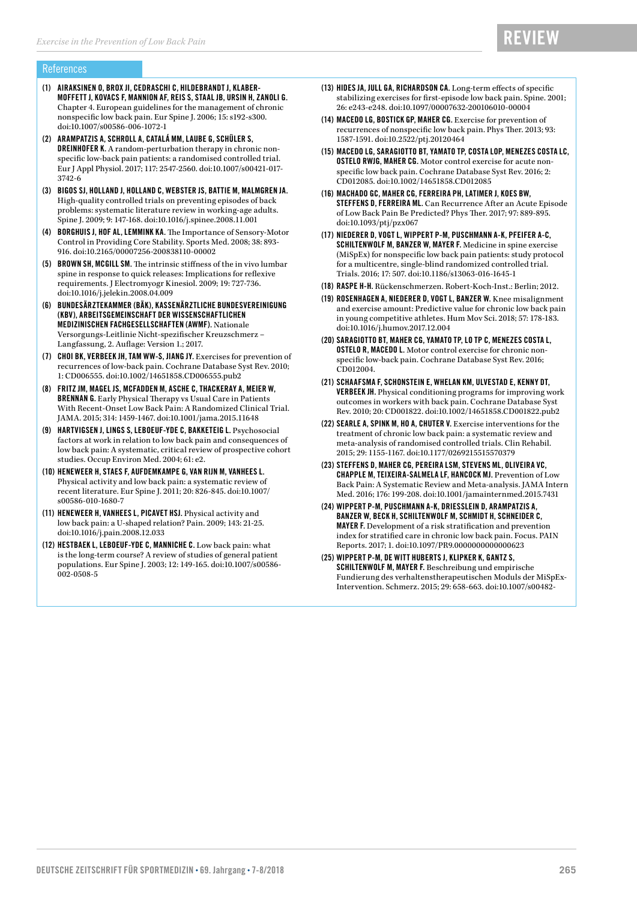## References

(1) **AIRAKSINEN O, BROX JI, CEDRASCHI C, HILDEBRANDT J, KLABER-MOFFETT J, KOVACS F, MANNION AF, REIS S, STAAL JB, URSIN H, ZANOLI G.** Chapter 4. European guidelines for the management of chronic nonspecific low back pain. Eur Spine J. 2006; 15: s192-s300. doi:10.1007/s00586-006-1072-1

(2) **ARAMPATZIS A, SCHROLL A, CATALÁ MM, LAUBE G, SCHÜLER S, DREINHOFER K.** A random-perturbation therapy in chronic non-specific low-back pain patients: a randomised controlled trial. Eur J Appl Physiol. 2017; 117: 2547-2560. doi:10.1007/s00421-017-3742-6

(3) **BIGOS SJ, HOLLAND J, HOLLAND C, WEBSTER JS, BATTIE M, MALMGREN JA.** High-quality controlled trials on preventing episodes of back problems: systematic literature review in working-age adults. Spine J. 2009; 9: 147-168. doi:10.1016/j.spinee.2008.11.001

(4) **BORGHUIS J, HOF AL, LEMMINK KA.** The Importance of Sensory-Motor Control in Providing Core Stability. Sports Med. 2008; 38: 893-916. doi:10.2165/00007256-200838110-00002

(5) **BROWN SH, MCGILL SM.** The intrinsic stiffness of the in vivo lumbar spine in response to quick releases: Implications for reflexive requirements. J Electromyogr Kinesiol. 2009; 19: 727-736. doi:10.1016/j.jelekin.2008.04.009

(6) **BUNDESÄRZTEKAMMER (BÄK), KASSENÄRZTLICHE BUNDESVEREINIGUNG (KBV), ARBEITSGEMEINSCHAFT DER WISSENSCHAFTLICHEN MEDIZINISCHEN FACHGESELLSCHAFTEN (AWMF).** Nationale Versorgungs-Leitlinie Nicht-spezifischer Kreuzschmerz – Langfassung, 2. Auflage: Version 1.; 2017.

(7) **CHOI BK, VERBEEK JH, TAM WW-S, JIANG JY.** Exercises for prevention of recurrences of low-back pain. Cochrane Database Syst Rev. 2010; 1: CD006555. doi:10.1002/14651858.CD006555.pub2

(8) **FRITZ JM, MAGEL JS, MCFADDEN M, ASCHE C, THACKERAY A, MEIER W, BRENNAN G.** Early Physical Therapy vs Usual Care in Patients With Recent-Onset Low Back Pain: A Randomized Clinical Trial. JAMA. 2015; 314: 1459-1467. doi:10.1001/jama.2015.11648

(9) **HARTVIGSEN J, LINGS S, LEBOEUF-YDE C, BAKKETEIG L.** Psychosocial factors at work in relation to low back pain and consequences of low back pain: A systematic, critical review of prospective cohort studies. Occup Environ Med. 2004; 61: e2.

(10) **HENEWEER H, STAES F, AUFDEMKAMPE G, VAN RIJN M, VANHEES L.** Physical activity and low back pain: a systematic review of recent literature. Eur Spine J. 2011; 20: 826-845. doi:10.1007/s00586-010-1680-7

(11) **HENEWEER H, VANHEES L, PICAVET HSJ.** Physical activity and low back pain: a U-shaped relation? Pain. 2009; 143: 21-25. doi:10.1016/j.pain.2008.12.033

(12) **HESTBAEK L, LEBOEUF-YDE C, MANNICHE C.** Low back pain: what is the long-term course? A review of studies of general patient populations. Eur Spine J. 2003; 12: 149-165. doi:10.1007/s00586-002-0508-5

(13) **HIDES JA, JULL GA, RICHARDSON CA.** Long-term effects of specific stabilizing exercises for first-episode low back pain. Spine. 2001; 26: e243-e248. doi:10.1097/00007632-200106010-00004

(14) **MACEDO LG, BOSTICK GP, MAHER CG.** Exercise for prevention of recurrences of nonspecific low back pain. Phys Ther. 2013; 93: 1587-1591. doi:10.2522/ptj.20120464

(15) **MACEDO LG, SARAGIOTTO BT, YAMATO TP, COSTA LOP, MENEZES COSTA LC, OSTELO RWJG, MAHER CG.** Motor control exercise for acute non-specific low back pain. Cochrane Database Syst Rev. 2016; 2: CD012085. doi:10.1002/14651858.CD012085

(16) **MACHADO GC, MAHER CG, FERREIRA PH, LATIMER J, KOES BW, STEFFENS D, FERREIRA ML.** Can Recurrence After an Acute Episode of Low Back Pain Be Predicted? Phys Ther. 2017; 97: 889-895. doi:10.1093/ptj/pzx067

(17) **NIEDERER D, VOGT L, WIPPERT P-M, PUSCHMANN A-K, PFEIFER A-C, SCHILTENWOLF M, BANZER W, MAYER F.** Medicine in spine exercise (MiSpEx) for nonspecific low back pain patients: study protocol for a multicentre, single-blind randomized controlled trial. Trials. 2016; 17: 507. doi:10.1186/s13063-016-1645-1

(18) **RASPE H-H.** Rückenschmerzen. Robert-Koch-Inst.: Berlin; 2012.

(19) **ROSENHAGEN A, NIEDERER D, VOGT L, BANZER W.** Knee misalignment and exercise amount: Predictive value for chronic low back pain in young competitive athletes. Hum Mov Sci. 2018; 57: 178-183. doi:10.1016/j.humov.2017.12.004

(20) **SARAGIOTTO BT, MAHER CG, YAMATO TP, LO TP C, MENEZES COSTA L, OSTELO R, MACEDO L.** Motor control exercise for chronic non-specific low-back pain. Cochrane Database Syst Rev. 2016; CD012004.

(21) **SCHAAFSMA F, SCHONSTEIN E, WHELAN KM, ULVESTAD E, KENNY DT, VERBEEK JH.** Physical conditioning programs for improving work outcomes in workers with back pain. Cochrane Database Syst Rev. 2010; 20: CD001822. doi:10.1002/14651858.CD001822.pub2

(22) **SEARLE A, SPINK M, HO A, CHUTER V.** Exercise interventions for the treatment of chronic low back pain: a systematic review and meta-analysis of randomised controlled trials. Clin Rehabil. 2015; 29: 1155-1167. doi:10.1177/0269215515570379

(23) **STEFFENS D, MAHER CG, PEREIRA LSM, STEVENS ML, OLIVEIRA VC, CHAPPLE M, TEIXEIRA-SALMELA LF, HANCOCK MJ.** Prevention of Low Back Pain: A Systematic Review and Meta-analysis. JAMA Intern Med. 2016; 176: 199-208. doi:10.1001/jamainternmed.2015.7431

(24) **WIPPERT P-M, PUSCHMANN A-K, DRIESSLEIN D, ARAMPATZIS A, BANZER W, BECK H, SCHILTENWOLF M, SCHMIDT H, SCHNEIDER C, MAYER F.** Development of a risk stratification and prevention index for stratified care in chronic low back pain. Focus. PAIN Reports. 2017; 1. doi:10.1097/PR9.0000000000000623

(25) **WIPPERT P-M, DE WITT HUBERTS J, KLIPKER K, GANTZ S, SCHILTENWOLF M, MAYER F.** Beschreibung und empirische Fundierung des verhaltenstherapeutischen Moduls der MiSpEx-Intervention. Schmerz. 2015; 29: 658-663. doi:10.1007/s00482-